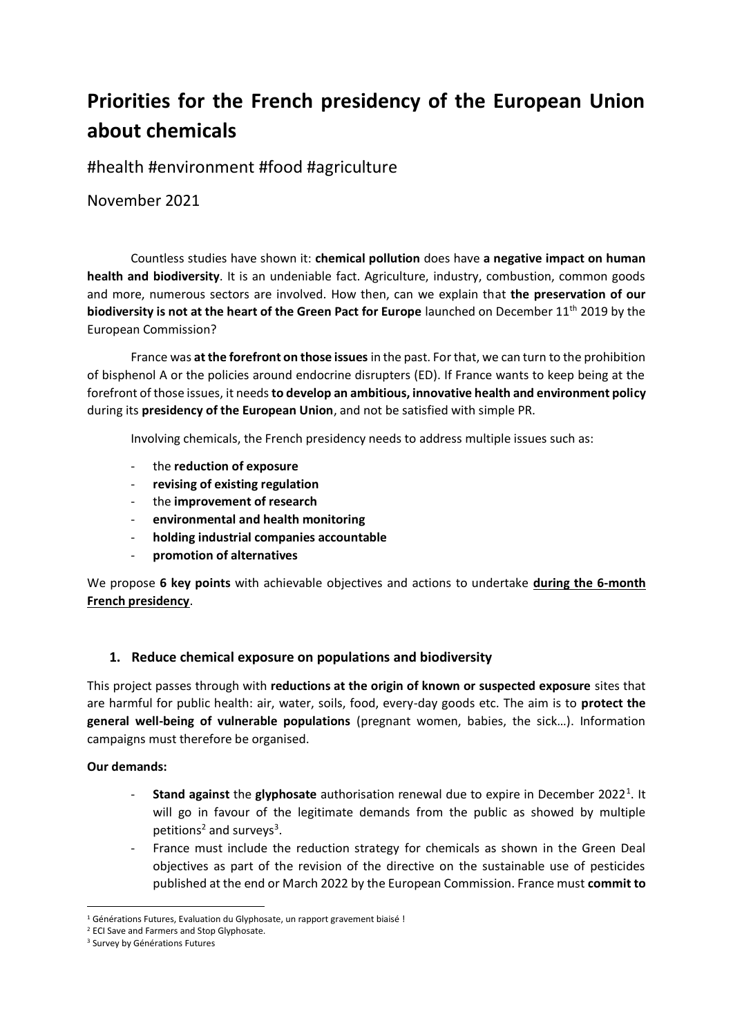# Priorities for the French presidency of the European Union about chemicals

#health #environment #food #agriculture

November 2021

Countless studies have shown it: **chemical pollution** does have **a negative impact on human health and biodiversity**. It is an undeniable fact. Agriculture, industry, combustion, common goods and more, numerous sectors are involved. How then, can we explain that **the preservation of our biodiversity is not at the heart of the Green Pact for Europe** launched on December 11th 2019 by the European Commission?

France was **at the forefront on those issues** in the past. For that, we can turn to the prohibition of bisphenol A or the policies around endocrine disrupters (ED). If France wants to keep being at the forefront of those issues, it needs **to develop an ambitious, innovative health and environment policy** during its **presidency of the European Union**, and not be satisfied with simple PR.

Involving chemicals, the French presidency needs to address multiple issues such as:

- the **reduction of exposure**
- **revising of existing regulation**
- the **improvement of research**
- **environmental and health monitoring**
- **holding industrial companies accountable**
- **promotion of alternatives**

We propose **6 key points** with achievable objectives and actions to undertake **during the 6-month French presidency**.

## 1. Reduce chemical exposure on populations and biodiversity

This project passes through with **reductions at the origin of known or suspected exposure** sites that are harmful for public health: air, water, soils, food, every-day goods etc. The aim is to **protect the general well-being of vulnerable populations** (pregnant women, babies, the sick…). Information campaigns must therefore be organised.

**Our demands:**

- **Stand against** the **glyphosate** authorisation renewal due to expire in December 2022[1]. It will go in favour of the legitimate demands from the public as showed by multiple petitions[2] and surveys[3].
- France must include the reduction strategy for chemicals as shown in the Green Deal objectives as part of the revision of the directive on the sustainable use of pesticides published at the end or March 2022 by the European Commission. France must **commit to**

[1] Générations Futures, Evaluation du Glyphosate, un rapport gravement biaisé !

[2] ECI Save and Farmers and Stop Glyphosate.

[3] Survey by Générations Futures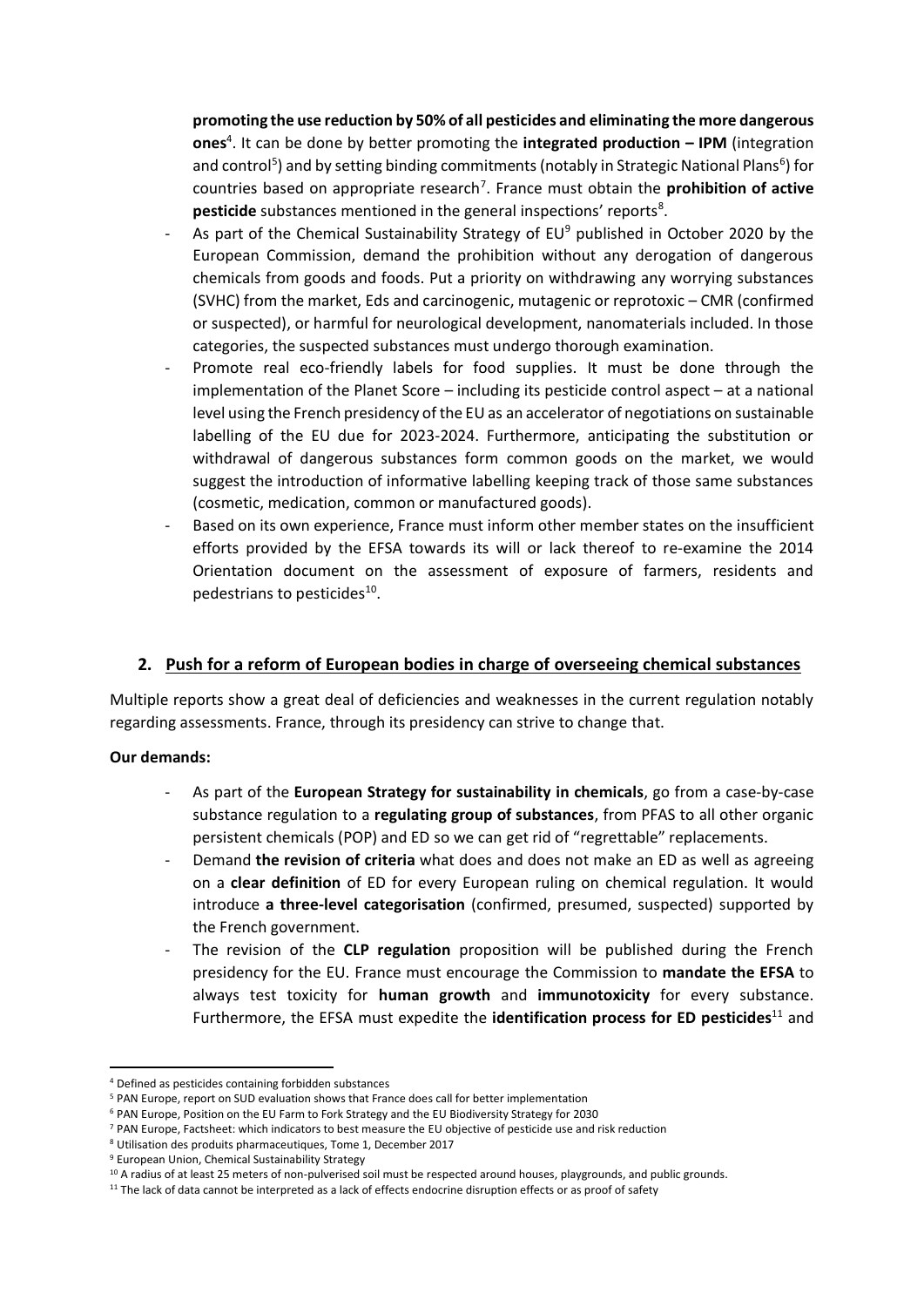**promoting the use reduction by 50% of all pesticides and eliminating the more dangerous ones**[4]. It can be done by better promoting the **integrated production – IPM** (integration and control[5]) and by setting binding commitments (notably in Strategic National Plans[6]) for countries based on appropriate research[7]. France must obtain the **prohibition of active pesticide** substances mentioned in the general inspections' reports[8].

- As part of the Chemical Sustainability Strategy of EU[9] published in October 2020 by the European Commission, demand the prohibition without any derogation of dangerous chemicals from goods and foods. Put a priority on withdrawing any worrying substances (SVHC) from the market, Eds and carcinogenic, mutagenic or reprotoxic – CMR (confirmed or suspected), or harmful for neurological development, nanomaterials included. In those categories, the suspected substances must undergo thorough examination.
- Promote real eco-friendly labels for food supplies. It must be done through the implementation of the Planet Score – including its pesticide control aspect – at a national level using the French presidency of the EU as an accelerator of negotiations on sustainable labelling of the EU due for 2023-2024. Furthermore, anticipating the substitution or withdrawal of dangerous substances form common goods on the market, we would suggest the introduction of informative labelling keeping track of those same substances (cosmetic, medication, common or manufactured goods).
- Based on its own experience, France must inform other member states on the insufficient efforts provided by the EFSA towards its will or lack thereof to re-examine the 2014 Orientation document on the assessment of exposure of farmers, residents and pedestrians to pesticides[10].

## 2. Push for a reform of European bodies in charge of overseeing chemical substances

Multiple reports show a great deal of deficiencies and weaknesses in the current regulation notably regarding assessments. France, through its presidency can strive to change that.

**Our demands:**

- As part of the **European Strategy for sustainability in chemicals**, go from a case-by-case substance regulation to a **regulating group of substances**, from PFAS to all other organic persistent chemicals (POP) and ED so we can get rid of "regrettable" replacements.
- Demand **the revision of criteria** what does and does not make an ED as well as agreeing on a **clear definition** of ED for every European ruling on chemical regulation. It would introduce **a three-level categorisation** (confirmed, presumed, suspected) supported by the French government.
- The revision of the **CLP regulation** proposition will be published during the French presidency for the EU. France must encourage the Commission to **mandate the EFSA** to always test toxicity for **human growth** and **immunotoxicity** for every substance. Furthermore, the EFSA must expedite the **identification process for ED pesticides**[11] and

---

[4] Defined as pesticides containing forbidden substances

[5] PAN Europe, report on SUD evaluation shows that France does call for better implementation

[6] PAN Europe, Position on the EU Farm to Fork Strategy and the EU Biodiversity Strategy for 2030

[7] PAN Europe, Factsheet: which indicators to best measure the EU objective of pesticide use and risk reduction

[8] Utilisation des produits pharmaceutiques, Tome 1, December 2017

[9] European Union, Chemical Sustainability Strategy

[10] A radius of at least 25 meters of non-pulverised soil must be respected around houses, playgrounds, and public grounds.

[11] The lack of data cannot be interpreted as a lack of effects endocrine disruption effects or as proof of safety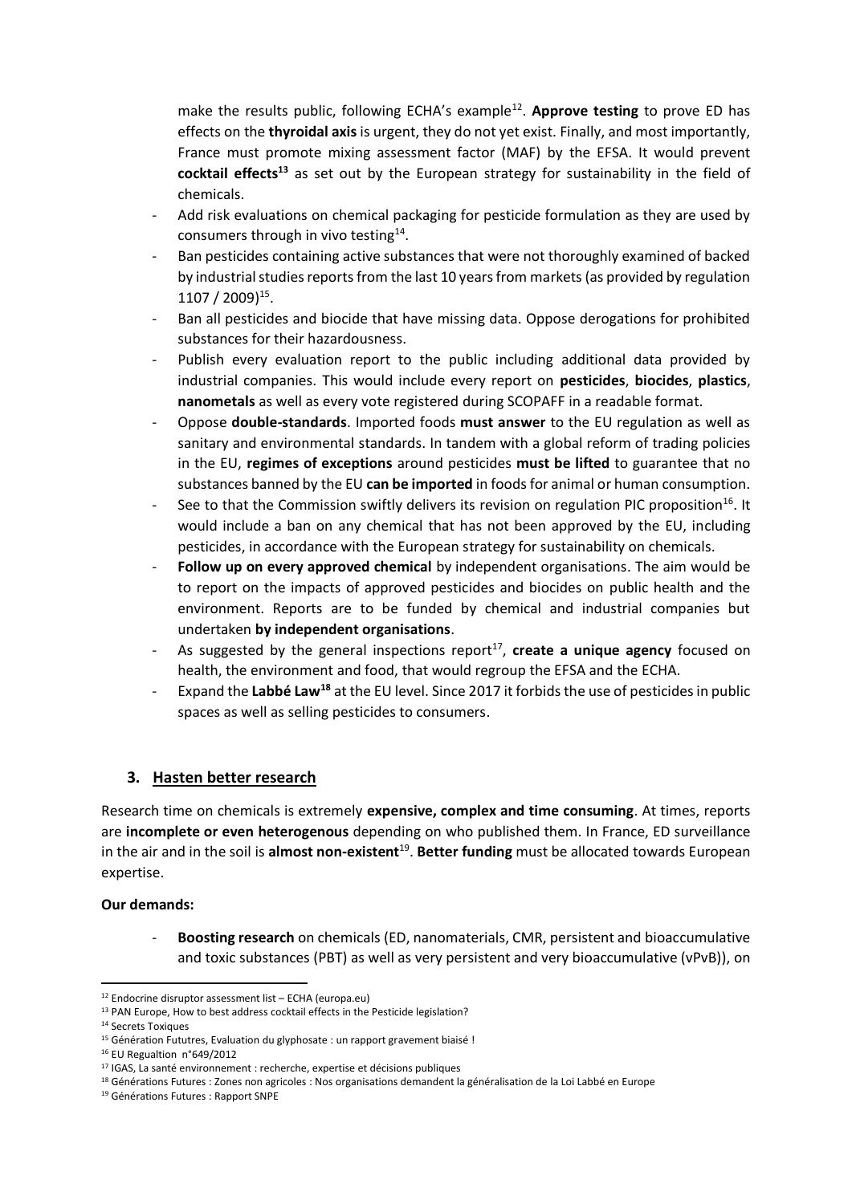make the results public, following ECHA's example[12]. **Approve testing** to prove ED has effects on the **thyroidal axis** is urgent, they do not yet exist. Finally, and most importantly, France must promote mixing assessment factor (MAF) by the EFSA. It would prevent **cocktail effects[13]** as set out by the European strategy for sustainability in the field of chemicals.

- Add risk evaluations on chemical packaging for pesticide formulation as they are used by consumers through in vivo testing[14].
- Ban pesticides containing active substances that were not thoroughly examined of backed by industrial studies reports from the last 10 years from markets (as provided by regulation 1107 / 2009)[15].
- Ban all pesticides and biocide that have missing data. Oppose derogations for prohibited substances for their hazardousness.
- Publish every evaluation report to the public including additional data provided by industrial companies. This would include every report on **pesticides**, **biocides**, **plastics**, **nanometals** as well as every vote registered during SCOPAFF in a readable format.
- Oppose **double-standards**. Imported foods **must answer** to the EU regulation as well as sanitary and environmental standards. In tandem with a global reform of trading policies in the EU, **regimes of exceptions** around pesticides **must be lifted** to guarantee that no substances banned by the EU **can be imported** in foods for animal or human consumption.
- See to that the Commission swiftly delivers its revision on regulation PIC proposition[16]. It would include a ban on any chemical that has not been approved by the EU, including pesticides, in accordance with the European strategy for sustainability on chemicals.
- **Follow up on every approved chemical** by independent organisations. The aim would be to report on the impacts of approved pesticides and biocides on public health and the environment. Reports are to be funded by chemical and industrial companies but undertaken **by independent organisations**.
- As suggested by the general inspections report[17], **create a unique agency** focused on health, the environment and food, that would regroup the EFSA and the ECHA.
- Expand the **Labbé Law[18]** at the EU level. Since 2017 it forbids the use of pesticides in public spaces as well as selling pesticides to consumers.

## 3. Hasten better research

Research time on chemicals is extremely **expensive, complex and time consuming**. At times, reports are **incomplete or even heterogenous** depending on who published them. In France, ED surveillance in the air and in the soil is **almost non-existent**[19]. **Better funding** must be allocated towards European expertise.

**Our demands:**

- **Boosting research** on chemicals (ED, nanomaterials, CMR, persistent and bioaccumulative and toxic substances (PBT) as well as very persistent and very bioaccumulative (vPvB)), on

---

[12] Endocrine disruptor assessment list – ECHA (europa.eu)
[13] PAN Europe, How to best address cocktail effects in the Pesticide legislation?
[14] Secrets Toxiques
[15] Génération Fututres, Evaluation du glyphosate : un rapport gravement biaisé !
[16] EU Regualtion n°649/2012
[17] IGAS, La santé environnement : recherche, expertise et décisions publiques
[18] Générations Futures : Zones non agricoles : Nos organisations demandent la généralisation de la Loi Labbé en Europe
[19] Générations Futures : Rapport SNPE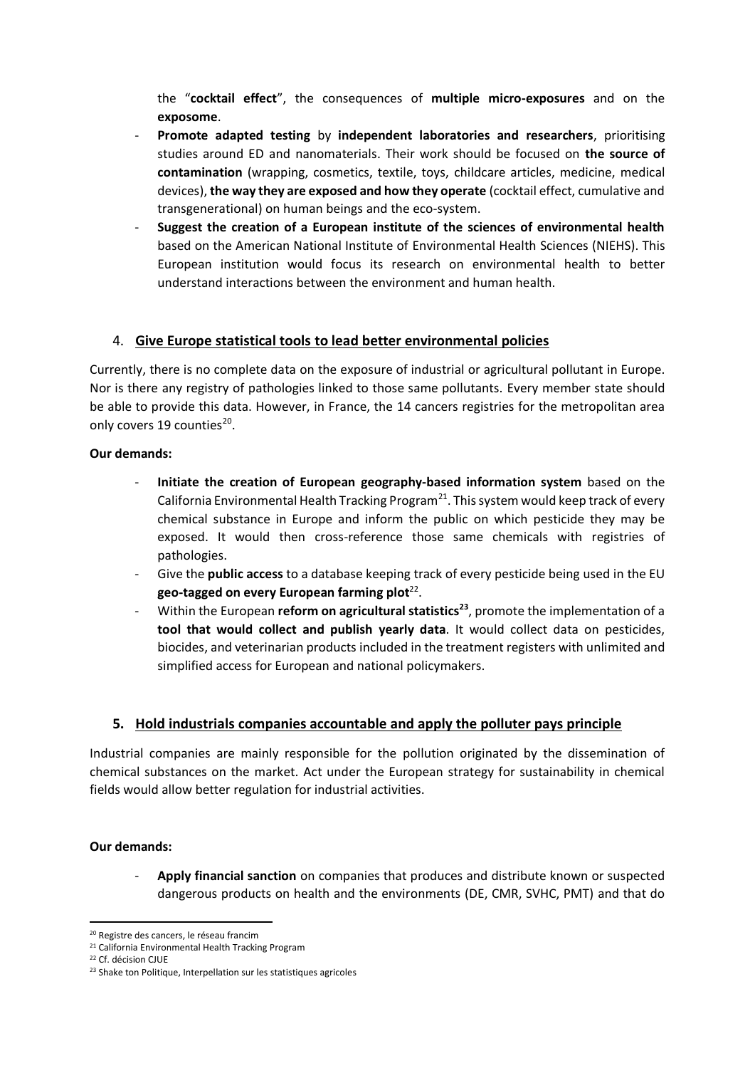the "**cocktail effect**", the consequences of **multiple micro-exposures** and on the **exposome**.

- **Promote adapted testing** by **independent laboratories and researchers**, prioritising studies around ED and nanomaterials. Their work should be focused on **the source of contamination** (wrapping, cosmetics, textile, toys, childcare articles, medicine, medical devices), **the way they are exposed and how they operate** (cocktail effect, cumulative and transgenerational) on human beings and the eco-system.
- **Suggest the creation of a European institute of the sciences of environmental health** based on the American National Institute of Environmental Health Sciences (NIEHS). This European institution would focus its research on environmental health to better understand interactions between the environment and human health.

## 4. Give Europe statistical tools to lead better environmental policies

Currently, there is no complete data on the exposure of industrial or agricultural pollutant in Europe. Nor is there any registry of pathologies linked to those same pollutants. Every member state should be able to provide this data. However, in France, the 14 cancers registries for the metropolitan area only covers 19 counties[20].

**Our demands:**

- **Initiate the creation of European geography-based information system** based on the California Environmental Health Tracking Program[21]. This system would keep track of every chemical substance in Europe and inform the public on which pesticide they may be exposed. It would then cross-reference those same chemicals with registries of pathologies.
- Give the **public access** to a database keeping track of every pesticide being used in the EU **geo-tagged on every European farming plot**[22].
- Within the European **reform on agricultural statistics**[23], promote the implementation of a **tool that would collect and publish yearly data**. It would collect data on pesticides, biocides, and veterinarian products included in the treatment registers with unlimited and simplified access for European and national policymakers.

## 5. Hold industrials companies accountable and apply the polluter pays principle

Industrial companies are mainly responsible for the pollution originated by the dissemination of chemical substances on the market. Act under the European strategy for sustainability in chemical fields would allow better regulation for industrial activities.

**Our demands:**

- **Apply financial sanction** on companies that produces and distribute known or suspected dangerous products on health and the environments (DE, CMR, SVHC, PMT) and that do

[20] Registre des cancers, le réseau francim

[21] California Environmental Health Tracking Program

[22] Cf. décision CJUE

[23] Shake ton Politique, Interpellation sur les statistiques agricoles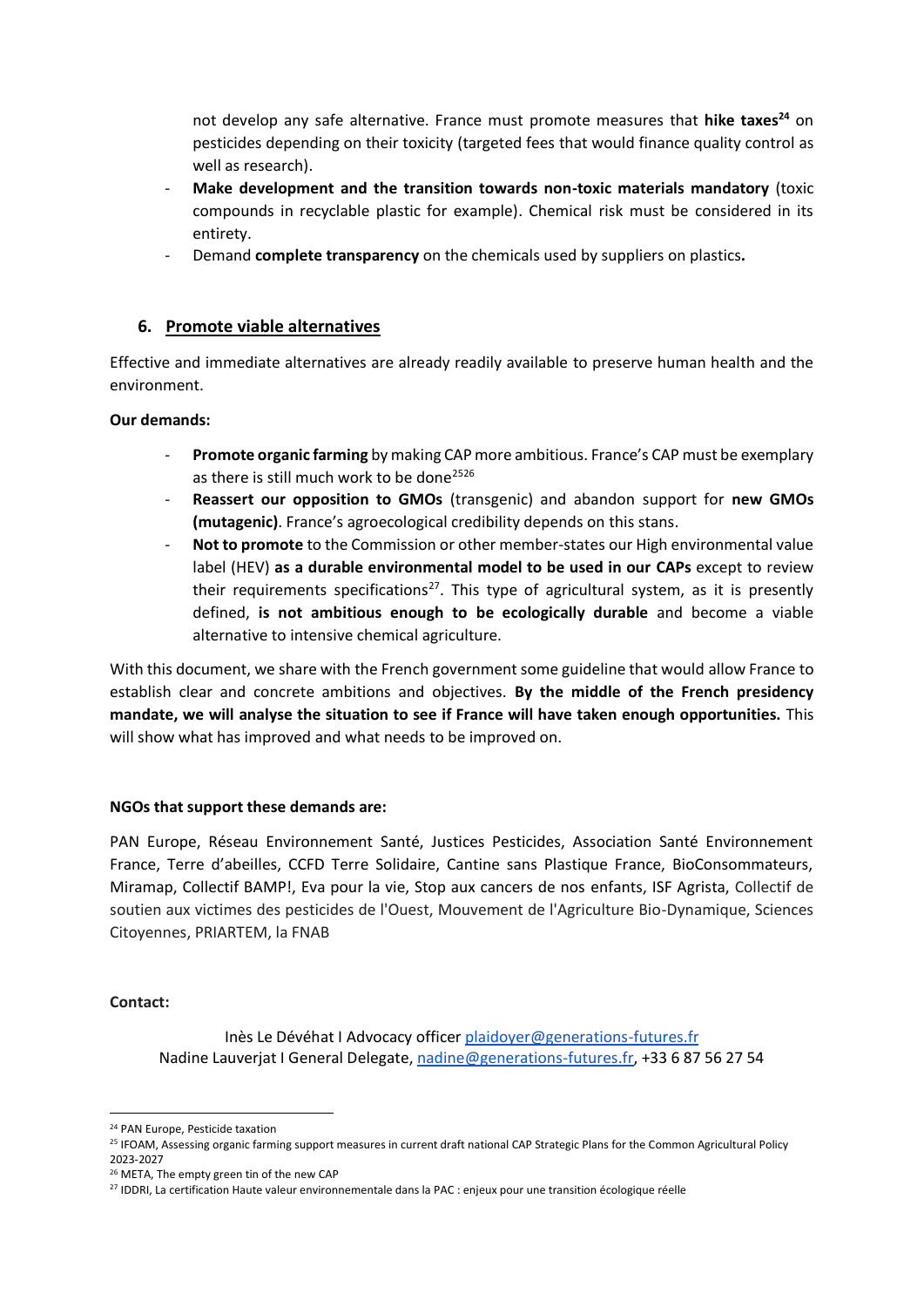not develop any safe alternative. France must promote measures that **hike taxes**[24] on pesticides depending on their toxicity (targeted fees that would finance quality control as well as research).

- **Make development and the transition towards non-toxic materials mandatory** (toxic compounds in recyclable plastic for example). Chemical risk must be considered in its entirety.
- Demand **complete transparency** on the chemicals used by suppliers on plastics**.**

## 6. Promote viable alternatives

Effective and immediate alternatives are already readily available to preserve human health and the environment.

**Our demands:**

- **Promote organic farming** by making CAP more ambitious. France's CAP must be exemplary as there is still much work to be done[25][26]
- **Reassert our opposition to GMOs** (transgenic) and abandon support for **new GMOs (mutagenic)**. France's agroecological credibility depends on this stans.
- **Not to promote** to the Commission or other member-states our High environmental value label (HEV) **as a durable environmental model to be used in our CAPs** except to review their requirements specifications[27]. This type of agricultural system, as it is presently defined, **is not ambitious enough to be ecologically durable** and become a viable alternative to intensive chemical agriculture.

With this document, we share with the French government some guideline that would allow France to establish clear and concrete ambitions and objectives. **By the middle of the French presidency mandate, we will analyse the situation to see if France will have taken enough opportunities.** This will show what has improved and what needs to be improved on.

**NGOs that support these demands are:**

PAN Europe, Réseau Environnement Santé, Justices Pesticides, Association Santé Environnement France, Terre d'abeilles, CCFD Terre Solidaire, Cantine sans Plastique France, BioConsommateurs, Miramap, Collectif BAMP!, Eva pour la vie, Stop aux cancers de nos enfants, ISF Agrista, Collectif de soutien aux victimes des pesticides de l'Ouest, Mouvement de l'Agriculture Bio-Dynamique, Sciences Citoyennes, PRIARTEM, la FNAB

**Contact:**

Inès Le Dévéhat I Advocacy officer plaidoyer@generations-futures.fr
Nadine Lauverjat I General Delegate, nadine@generations-futures.fr, +33 6 87 56 27 54

---

[24] PAN Europe, Pesticide taxation

[25] IFOAM, Assessing organic farming support measures in current draft national CAP Strategic Plans for the Common Agricultural Policy 2023-2027

[26] META, The empty green tin of the new CAP

[27] IDDRI, La certification Haute valeur environnementale dans la PAC : enjeux pour une transition écologique réelle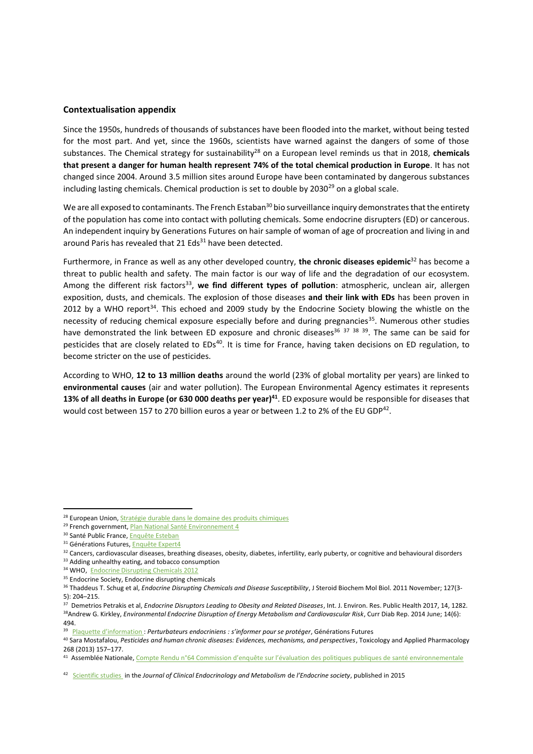**Contextualisation appendix**

Since the 1950s, hundreds of thousands of substances have been flooded into the market, without being tested for the most part. And yet, since the 1960s, scientists have warned against the dangers of some of those substances. The Chemical strategy for sustainability[28] on a European level reminds us that in 2018, **chemicals that present a danger for human health represent 74% of the total chemical production in Europe**. It has not changed since 2004. Around 3.5 million sites around Europe have been contaminated by dangerous substances including lasting chemicals. Chemical production is set to double by 2030[29] on a global scale.

We are all exposed to contaminants. The French Estaban[30] bio surveillance inquiry demonstrates that the entirety of the population has come into contact with polluting chemicals. Some endocrine disrupters (ED) or cancerous. An independent inquiry by Generations Futures on hair sample of woman of age of procreation and living in and around Paris has revealed that 21 Eds[31] have been detected.

Furthermore, in France as well as any other developed country, **the chronic diseases epidemic**[32] has become a threat to public health and safety. The main factor is our way of life and the degradation of our ecosystem. Among the different risk factors[33], **we find different types of pollution**: atmospheric, unclean air, allergen exposition, dusts, and chemicals. The explosion of those diseases **and their link with EDs** has been proven in 2012 by a WHO report[34]. This echoed and 2009 study by the Endocrine Society blowing the whistle on the necessity of reducing chemical exposure especially before and during pregnancies[35]. Numerous other studies have demonstrated the link between ED exposure and chronic diseases[36] [37] [38] [39]. The same can be said for pesticides that are closely related to EDs[40]. It is time for France, having taken decisions on ED regulation, to become stricter on the use of pesticides.

According to WHO, **12 to 13 million deaths** around the world (23% of global mortality per years) are linked to **environmental causes** (air and water pollution). The European Environmental Agency estimates it represents **13% of all deaths in Europe (or 630 000 deaths per year)[41]**. ED exposure would be responsible for diseases that would cost between 157 to 270 billion euros a year or between 1.2 to 2% of the EU GDP[42].

---

[28] European Union, Stratégie durable dans le domaine des produits chimiques

[29] French government, Plan National Santé Environnement 4

[30] Santé Public France, Enquête Esteban

[31] Générations Futures, Enquête Expert4

[32] Cancers, cardiovascular diseases, breathing diseases, obesity, diabetes, infertility, early puberty, or cognitive and behavioural disorders

[33] Adding unhealthy eating, and tobacco consumption

[34] WHO, Endocrine Disrupting Chemicals 2012

[35] Endocrine Society, Endocrine disrupting chemicals

[36] Thaddeus T. Schug et al, *Endocrine Disrupting Chemicals and Disease Susceptibility*, J Steroid Biochem Mol Biol. 2011 November; 127(3-5): 204–215.

[37] Demetrios Petrakis et al, *Endocrine Disruptors Leading to Obesity and Related Diseases*, Int. J. Environ. Res. Public Health 2017, 14, 1282.

[38] Andrew G. Kirkley, *Environmental Endocrine Disruption of Energy Metabolism and Cardiovascular Risk*, Curr Diab Rep. 2014 June; 14(6): 494.

[39] Plaquette d'information : *Perturbateurs endocriniens : s'informer pour se protéger*, Générations Futures

[40] Sara Mostafalou, *Pesticides and human chronic diseases: Evidences, mechanisms, and perspectives*, Toxicology and Applied Pharmacology 268 (2013) 157–177.

[41] Assemblée Nationale, Compte Rendu n°64 Commission d'enquête sur l'évaluation des politiques publiques de santé environnementale

[42] Scientific studies in the *Journal of Clinical Endocrinology and Metabolism* de *l'Endocrine society*, published in 2015